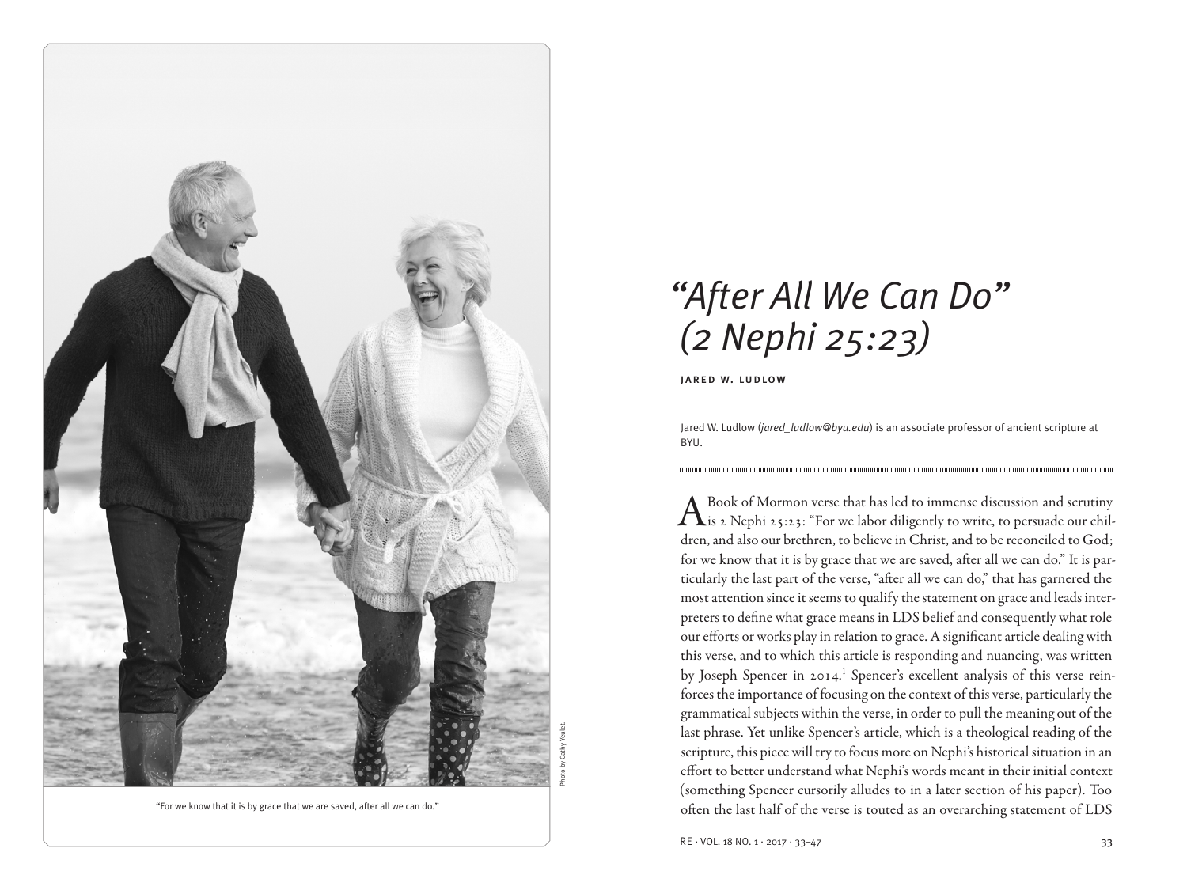# *"After All We Can Do" (2 Nephi 25:23)*

**JARED W. LUDLOW**

Jared W. Ludlow (*jared_ludlow@byu.edu*) is an associate professor of ancient scripture at BYU.

"For we know that it is by grace that we are saved, after all we can do."

Photo by Cathy Yeulet.

A Book of Mormon verse that has led to immense discussion and scrutiny is 2 Nephi 25:23: "For we labor diligently to write, to persuade our children, and also our brethren, to believe in Christ, and to be reconciled to God; for we know that it is by grace that we are saved, after all we can do." It is particularly the last part of the verse, "after all we can do," that has garnered the most attention since it seems to qualify the statement on grace and leads interpreters to define what grace means in LDS belief and consequently what role our efforts or works play in relation to grace. A significant article dealing with this verse, and to which this article is responding and nuancing, was written by Joseph Spencer in 2014.[1] Spencer's excellent analysis of this verse reinforces the importance of focusing on the context of this verse, particularly the grammatical subjects within the verse, in order to pull the meaning out of the last phrase. Yet unlike Spencer's article, which is a theological reading of the scripture, this piece will try to focus more on Nephi's historical situation in an effort to better understand what Nephi's words meant in their initial context (something Spencer cursorily alludes to in a later section of his paper). Too often the last half of the verse is touted as an overarching statement of LDS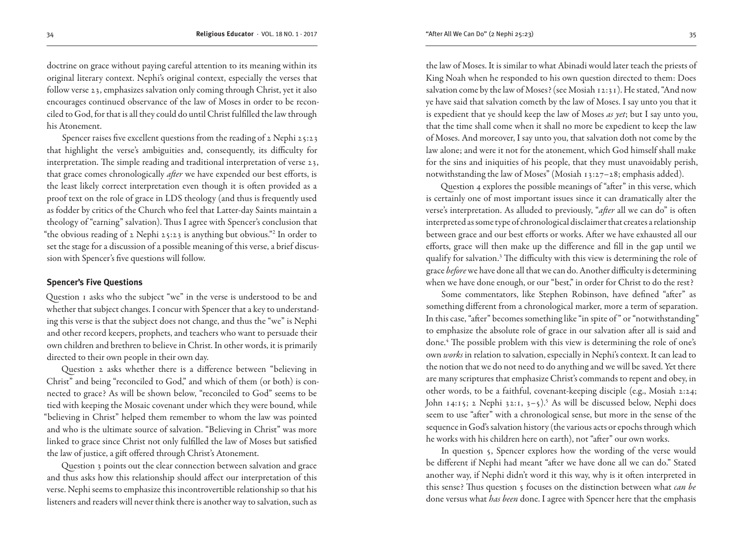doctrine on grace without paying careful attention to its meaning within its original literary context. Nephi's original context, especially the verses that follow verse 23, emphasizes salvation only coming through Christ, yet it also encourages continued observance of the law of Moses in order to be reconciled to God, for that is all they could do until Christ fulfilled the law through his Atonement.

Spencer raises five excellent questions from the reading of 2 Nephi 25:23 that highlight the verse's ambiguities and, consequently, its difficulty for interpretation. The simple reading and traditional interpretation of verse 23, that grace comes chronologically *after* we have expended our best efforts, is the least likely correct interpretation even though it is often provided as a proof text on the role of grace in LDS theology (and thus is frequently used as fodder by critics of the Church who feel that Latter-day Saints maintain a theology of "earning" salvation). Thus I agree with Spencer's conclusion that "the obvious reading of 2 Nephi 25:23 is anything but obvious."[2] In order to set the stage for a discussion of a possible meaning of this verse, a brief discussion with Spencer's five questions will follow.

### Spencer's Five Questions

Question 1 asks who the subject "we" in the verse is understood to be and whether that subject changes. I concur with Spencer that a key to understanding this verse is that the subject does not change, and thus the "we" is Nephi and other record keepers, prophets, and teachers who want to persuade their own children and brethren to believe in Christ. In other words, it is primarily directed to their own people in their own day.

Question 2 asks whether there is a difference between "believing in Christ" and being "reconciled to God," and which of them (or both) is connected to grace? As will be shown below, "reconciled to God" seems to be tied with keeping the Mosaic covenant under which they were bound, while "believing in Christ" helped them remember to whom the law was pointed and who is the ultimate source of salvation. "Believing in Christ" was more linked to grace since Christ not only fulfilled the law of Moses but satisfied the law of justice, a gift offered through Christ's Atonement.

Question 3 points out the clear connection between salvation and grace and thus asks how this relationship should affect our interpretation of this verse. Nephi seems to emphasize this incontrovertible relationship so that his listeners and readers will never think there is another way to salvation, such as the law of Moses. It is similar to what Abinadi would later teach the priests of King Noah when he responded to his own question directed to them: Does salvation come by the law of Moses? (see Mosiah 12:31). He stated, "And now ye have said that salvation cometh by the law of Moses. I say unto you that it is expedient that ye should keep the law of Moses *as yet*; but I say unto you, that the time shall come when it shall no more be expedient to keep the law of Moses. And moreover, I say unto you, that salvation doth not come by the law alone; and were it not for the atonement, which God himself shall make for the sins and iniquities of his people, that they must unavoidably perish, notwithstanding the law of Moses" (Mosiah 13:27–28; emphasis added).

Question 4 explores the possible meanings of "after" in this verse, which is certainly one of most important issues since it can dramatically alter the verse's interpretation. As alluded to previously, "*after* all we can do" is often interpreted as some type of chronological disclaimer that creates a relationship between grace and our best efforts or works. After we have exhausted all our efforts, grace will then make up the difference and fill in the gap until we qualify for salvation.[3] The difficulty with this view is determining the role of grace *before* we have done all that we can do. Another difficulty is determining when we have done enough, or our "best," in order for Christ to do the rest?

Some commentators, like Stephen Robinson, have defined "after" as something different from a chronological marker, more a term of separation. In this case, "after" becomes something like "in spite of" or "notwithstanding" to emphasize the absolute role of grace in our salvation after all is said and done.[4] The possible problem with this view is determining the role of one's own *works* in relation to salvation, especially in Nephi's context. It can lead to the notion that we do not need to do anything and we will be saved. Yet there are many scriptures that emphasize Christ's commands to repent and obey, in other words, to be a faithful, covenant-keeping disciple (e.g., Mosiah 2:24; John 14:15; 2 Nephi 32:1, 3–5).[5] As will be discussed below, Nephi does seem to use "after" with a chronological sense, but more in the sense of the sequence in God's salvation history (the various acts or epochs through which he works with his children here on earth), not "after" our own works.

In question 5, Spencer explores how the wording of the verse would be different if Nephi had meant "after we have done all we can do." Stated another way, if Nephi didn't word it this way, why is it often interpreted in this sense? Thus question 5 focuses on the distinction between what *can be* done versus what *has been* done. I agree with Spencer here that the emphasis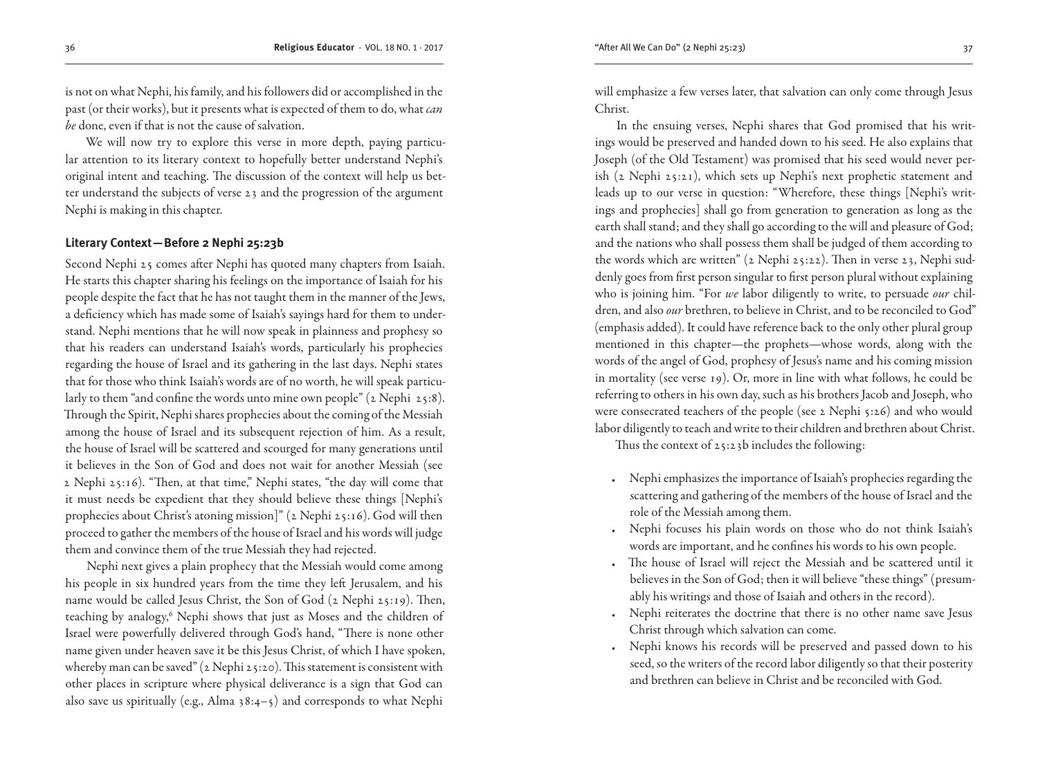is not on what Nephi, his family, and his followers did or accomplished in the past (or their works), but it presents what is expected of them to do, what *can be* done, even if that is not the cause of salvation.

We will now try to explore this verse in more depth, paying particular attention to its literary context to hopefully better understand Nephi's original intent and teaching. The discussion of the context will help us better understand the subjects of verse 23 and the progression of the argument Nephi is making in this chapter.

### Literary Context—Before 2 Nephi 25:23b

Second Nephi 25 comes after Nephi has quoted many chapters from Isaiah. He starts this chapter sharing his feelings on the importance of Isaiah for his people despite the fact that he has not taught them in the manner of the Jews, a deficiency which has made some of Isaiah's sayings hard for them to understand. Nephi mentions that he will now speak in plainness and prophesy so that his readers can understand Isaiah's words, particularly his prophecies regarding the house of Israel and its gathering in the last days. Nephi states that for those who think Isaiah's words are of no worth, he will speak particularly to them "and confine the words unto mine own people" (2 Nephi 25:8). Through the Spirit, Nephi shares prophecies about the coming of the Messiah among the house of Israel and its subsequent rejection of him. As a result, the house of Israel will be scattered and scourged for many generations until it believes in the Son of God and does not wait for another Messiah (see 2 Nephi 25:16). "Then, at that time," Nephi states, "the day will come that it must needs be expedient that they should believe these things [Nephi's prophecies about Christ's atoning mission]" (2 Nephi 25:16). God will then proceed to gather the members of the house of Israel and his words will judge them and convince them of the true Messiah they had rejected.

Nephi next gives a plain prophecy that the Messiah would come among his people in six hundred years from the time they left Jerusalem, and his name would be called Jesus Christ, the Son of God (2 Nephi 25:19). Then, teaching by analogy,[6] Nephi shows that just as Moses and the children of Israel were powerfully delivered through God's hand, "There is none other name given under heaven save it be this Jesus Christ, of which I have spoken, whereby man can be saved" (2 Nephi 25:20). This statement is consistent with other places in scripture where physical deliverance is a sign that God can also save us spiritually (e.g., Alma 38:4–5) and corresponds to what Nephi will emphasize a few verses later, that salvation can only come through Jesus Christ.

In the ensuing verses, Nephi shares that God promised that his writings would be preserved and handed down to his seed. He also explains that Joseph (of the Old Testament) was promised that his seed would never perish (2 Nephi 25:21), which sets up Nephi's next prophetic statement and leads up to our verse in question: "Wherefore, these things [Nephi's writings and prophecies] shall go from generation to generation as long as the earth shall stand; and they shall go according to the will and pleasure of God; and the nations who shall possess them shall be judged of them according to the words which are written" (2 Nephi 25:22). Then in verse 23, Nephi suddenly goes from first person singular to first person plural without explaining who is joining him. "For *we* labor diligently to write, to persuade *our* children, and also *our* brethren, to believe in Christ, and to be reconciled to God" (emphasis added). It could have reference back to the only other plural group mentioned in this chapter—the prophets—whose words, along with the words of the angel of God, prophesy of Jesus's name and his coming mission in mortality (see verse 19). Or, more in line with what follows, he could be referring to others in his own day, such as his brothers Jacob and Joseph, who were consecrated teachers of the people (see 2 Nephi 5:26) and who would labor diligently to teach and write to their children and brethren about Christ.

Thus the context of 25:23b includes the following:

- Nephi emphasizes the importance of Isaiah's prophecies regarding the scattering and gathering of the members of the house of Israel and the role of the Messiah among them.
- Nephi focuses his plain words on those who do not think Isaiah's words are important, and he confines his words to his own people.
- The house of Israel will reject the Messiah and be scattered until it believes in the Son of God; then it will believe "these things" (presumably his writings and those of Isaiah and others in the record).
- Nephi reiterates the doctrine that there is no other name save Jesus Christ through which salvation can come.
- Nephi knows his records will be preserved and passed down to his seed, so the writers of the record labor diligently so that their posterity and brethren can believe in Christ and be reconciled with God.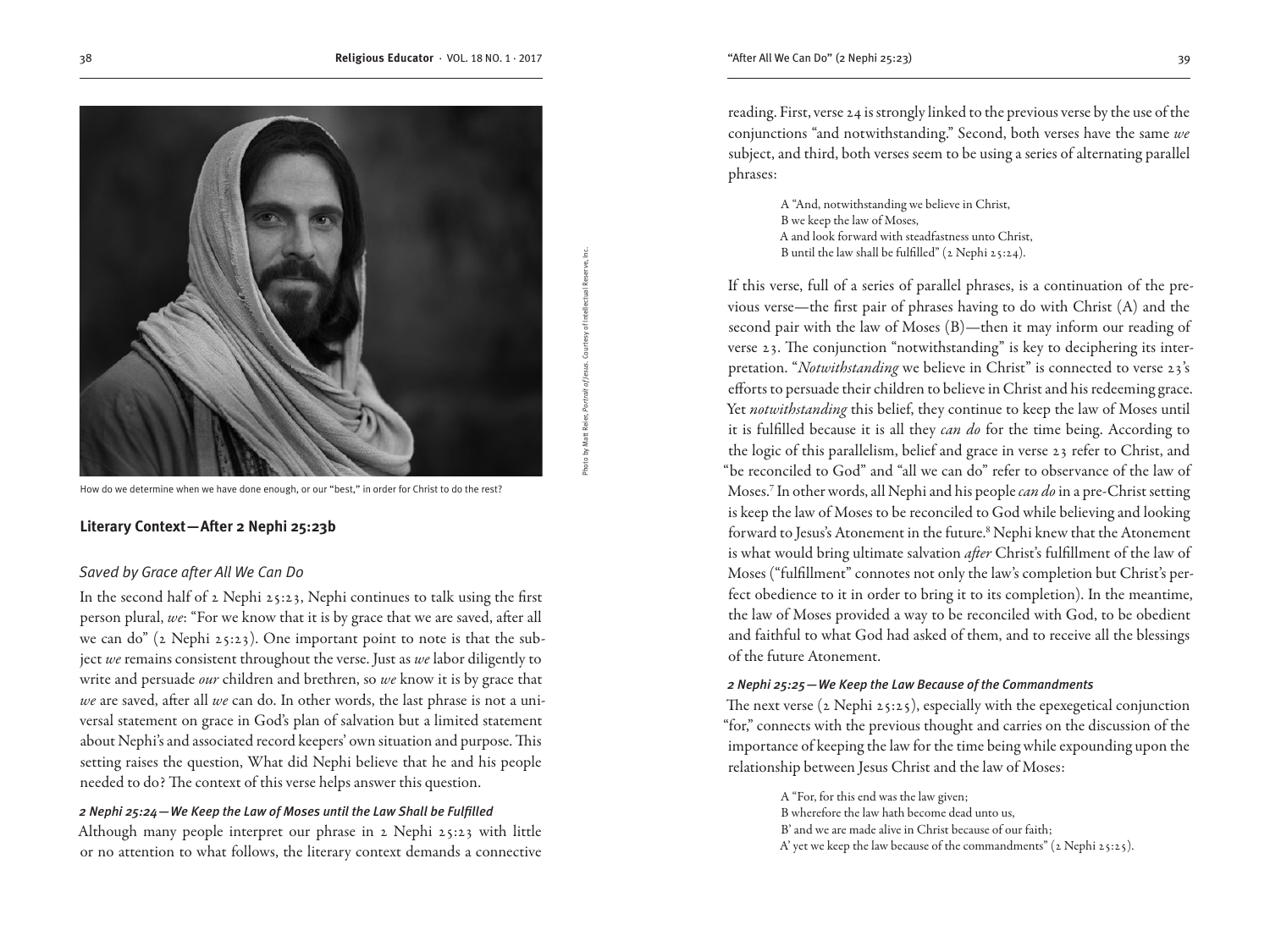How do we determine when we have done enough, or our "best," in order for Christ to do the rest?

Photo by Matt Reier, *Portrait of Jesus*. Courtesy of Intellectual Reserve, Inc.

## Literary Context—After 2 Nephi 25:23b

### *Saved by Grace after All We Can Do*

In the second half of 2 Nephi 25:23, Nephi continues to talk using the first person plural, *we*: "For we know that it is by grace that we are saved, after all we can do" (2 Nephi 25:23). One important point to note is that the subject *we* remains consistent throughout the verse. Just as *we* labor diligently to write and persuade *our* children and brethren, so *we* know it is by grace that *we* are saved, after all *we* can do. In other words, the last phrase is not a universal statement on grace in God's plan of salvation but a limited statement about Nephi's and associated record keepers' own situation and purpose. This setting raises the question, What did Nephi believe that he and his people needed to do? The context of this verse helps answer this question.

#### *2 Nephi 25:24—We Keep the Law of Moses until the Law Shall be Fulfilled*

Although many people interpret our phrase in 2 Nephi 25:23 with little or no attention to what follows, the literary context demands a connective reading. First, verse 24 is strongly linked to the previous verse by the use of the conjunctions "and notwithstanding." Second, both verses have the same *we* subject, and third, both verses seem to be using a series of alternating parallel phrases:

> A "And, notwithstanding we believe in Christ,
> B we keep the law of Moses,
> A and look forward with steadfastness unto Christ,
> B until the law shall be fulfilled" (2 Nephi 25:24).

If this verse, full of a series of parallel phrases, is a continuation of the previous verse—the first pair of phrases having to do with Christ (A) and the second pair with the law of Moses (B)—then it may inform our reading of verse 23. The conjunction "notwithstanding" is key to deciphering its interpretation. "*Notwithstanding* we believe in Christ" is connected to verse 23's efforts to persuade their children to believe in Christ and his redeeming grace. Yet *notwithstanding* this belief, they continue to keep the law of Moses until it is fulfilled because it is all they *can do* for the time being. According to the logic of this parallelism, belief and grace in verse 23 refer to Christ, and "be reconciled to God" and "all we can do" refer to observance of the law of Moses.[7] In other words, all Nephi and his people *can do* in a pre-Christ setting is keep the law of Moses to be reconciled to God while believing and looking forward to Jesus's Atonement in the future.[8] Nephi knew that the Atonement is what would bring ultimate salvation *after* Christ's fulfillment of the law of Moses ("fulfillment" connotes not only the law's completion but Christ's perfect obedience to it in order to bring it to its completion). In the meantime, the law of Moses provided a way to be reconciled with God, to be obedient and faithful to what God had asked of them, and to receive all the blessings of the future Atonement.

#### *2 Nephi 25:25—We Keep the Law Because of the Commandments*

The next verse (2 Nephi 25:25), especially with the epexegetical conjunction "for," connects with the previous thought and carries on the discussion of the importance of keeping the law for the time being while expounding upon the relationship between Jesus Christ and the law of Moses:

> A "For, for this end was the law given;
> B wherefore the law hath become dead unto us,
> B' and we are made alive in Christ because of our faith;
> A' yet we keep the law because of the commandments" (2 Nephi 25:25).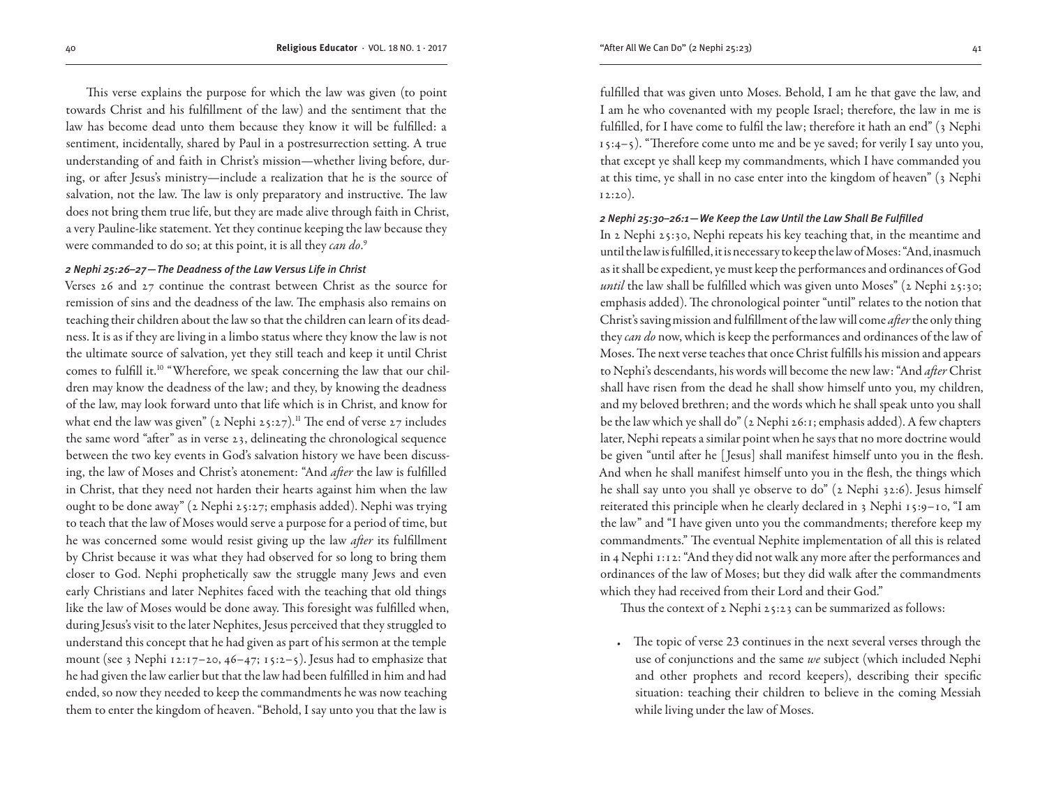This verse explains the purpose for which the law was given (to point towards Christ and his fulfillment of the law) and the sentiment that the law has become dead unto them because they know it will be fulfilled: a sentiment, incidentally, shared by Paul in a postresurrection setting. A true understanding of and faith in Christ's mission—whether living before, during, or after Jesus's ministry—include a realization that he is the source of salvation, not the law. The law is only preparatory and instructive. The law does not bring them true life, but they are made alive through faith in Christ, a very Pauline-like statement. Yet they continue keeping the law because they were commanded to do so; at this point, it is all they *can do*.[9]

#### *2 Nephi 25:26–27—The Deadness of the Law Versus Life in Christ*

Verses 26 and 27 continue the contrast between Christ as the source for remission of sins and the deadness of the law. The emphasis also remains on teaching their children about the law so that the children can learn of its deadness. It is as if they are living in a limbo status where they know the law is not the ultimate source of salvation, yet they still teach and keep it until Christ comes to fulfill it.[10] "Wherefore, we speak concerning the law that our children may know the deadness of the law; and they, by knowing the deadness of the law, may look forward unto that life which is in Christ, and know for what end the law was given" (2 Nephi 25:27).[11] The end of verse 27 includes the same word "after" as in verse 23, delineating the chronological sequence between the two key events in God's salvation history we have been discussing, the law of Moses and Christ's atonement: "And *after* the law is fulfilled in Christ, that they need not harden their hearts against him when the law ought to be done away" (2 Nephi 25:27; emphasis added). Nephi was trying to teach that the law of Moses would serve a purpose for a period of time, but he was concerned some would resist giving up the law *after* its fulfillment by Christ because it was what they had observed for so long to bring them closer to God. Nephi prophetically saw the struggle many Jews and even early Christians and later Nephites faced with the teaching that old things like the law of Moses would be done away. This foresight was fulfilled when, during Jesus's visit to the later Nephites, Jesus perceived that they struggled to understand this concept that he had given as part of his sermon at the temple mount (see 3 Nephi 12:17–20, 46–47; 15:2–5). Jesus had to emphasize that he had given the law earlier but that the law had been fulfilled in him and had ended, so now they needed to keep the commandments he was now teaching them to enter the kingdom of heaven. "Behold, I say unto you that the law is fulfilled that was given unto Moses. Behold, I am he that gave the law, and I am he who covenanted with my people Israel; therefore, the law in me is fulfilled, for I have come to fulfil the law; therefore it hath an end" (3 Nephi 15:4–5). "Therefore come unto me and be ye saved; for verily I say unto you, that except ye shall keep my commandments, which I have commanded you at this time, ye shall in no case enter into the kingdom of heaven" (3 Nephi 12:20).

#### *2 Nephi 25:30–26:1—We Keep the Law Until the Law Shall Be Fulfilled*

In 2 Nephi 25:30, Nephi repeats his key teaching that, in the meantime and until the law is fulfilled, it is necessary to keep the law of Moses: "And, inasmuch as it shall be expedient, ye must keep the performances and ordinances of God *until* the law shall be fulfilled which was given unto Moses" (2 Nephi 25:30; emphasis added). The chronological pointer "until" relates to the notion that Christ's saving mission and fulfillment of the law will come *after* the only thing they *can do* now, which is keep the performances and ordinances of the law of Moses. The next verse teaches that once Christ fulfills his mission and appears to Nephi's descendants, his words will become the new law: "And *after* Christ shall have risen from the dead he shall show himself unto you, my children, and my beloved brethren; and the words which he shall speak unto you shall be the law which ye shall do" (2 Nephi 26:1; emphasis added). A few chapters later, Nephi repeats a similar point when he says that no more doctrine would be given "until after he [Jesus] shall manifest himself unto you in the flesh. And when he shall manifest himself unto you in the flesh, the things which he shall say unto you shall ye observe to do" (2 Nephi 32:6). Jesus himself reiterated this principle when he clearly declared in 3 Nephi 15:9–10, "I am the law" and "I have given unto you the commandments; therefore keep my commandments." The eventual Nephite implementation of all this is related in 4 Nephi 1:12: "And they did not walk any more after the performances and ordinances of the law of Moses; but they did walk after the commandments which they had received from their Lord and their God."

Thus the context of 2 Nephi 25:23 can be summarized as follows:

- The topic of verse 23 continues in the next several verses through the use of conjunctions and the same *we* subject (which included Nephi and other prophets and record keepers), describing their specific situation: teaching their children to believe in the coming Messiah while living under the law of Moses.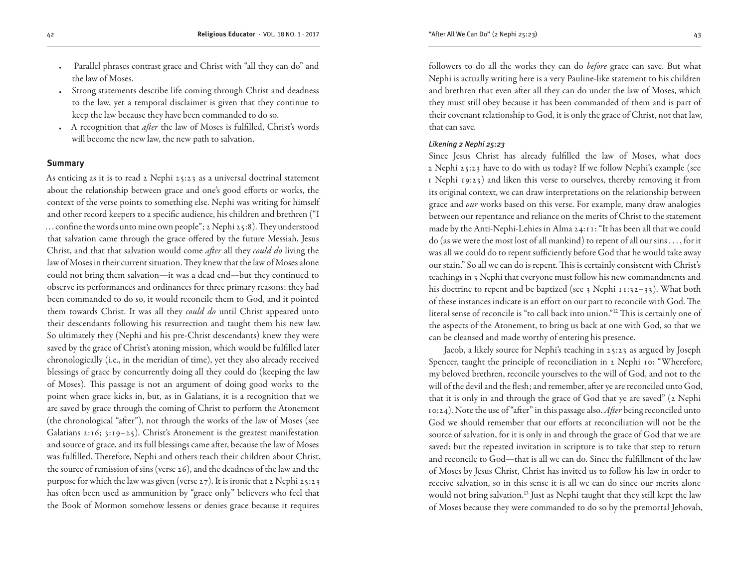- Parallel phrases contrast grace and Christ with "all they can do" and the law of Moses.
- Strong statements describe life coming through Christ and deadness to the law, yet a temporal disclaimer is given that they continue to keep the law because they have been commanded to do so.
- A recognition that *after* the law of Moses is fulfilled, Christ's words will become the new law, the new path to salvation.

### Summary

As enticing as it is to read 2 Nephi 25:23 as a universal doctrinal statement about the relationship between grace and one's good efforts or works, the context of the verse points to something else. Nephi was writing for himself and other record keepers to a specific audience, his children and brethren ("I . . . confine the words unto mine own people"; 2 Nephi 25:8). They understood that salvation came through the grace offered by the future Messiah, Jesus Christ, and that that salvation would come *after* all they *could do* living the law of Moses in their current situation. They knew that the law of Moses alone could not bring them salvation—it was a dead end—but they continued to observe its performances and ordinances for three primary reasons: they had been commanded to do so, it would reconcile them to God, and it pointed them towards Christ. It was all they *could do* until Christ appeared unto their descendants following his resurrection and taught them his new law. So ultimately they (Nephi and his pre-Christ descendants) knew they were saved by the grace of Christ's atoning mission, which would be fulfilled later chronologically (i.e., in the meridian of time), yet they also already received blessings of grace by concurrently doing all they could do (keeping the law of Moses). This passage is not an argument of doing good works to the point when grace kicks in, but, as in Galatians, it is a recognition that we are saved by grace through the coming of Christ to perform the Atonement (the chronological "after"), not through the works of the law of Moses (see Galatians 2:16; 3:19–25). Christ's Atonement is the greatest manifestation and source of grace, and its full blessings came after, because the law of Moses was fulfilled. Therefore, Nephi and others teach their children about Christ, the source of remission of sins (verse 26), and the deadness of the law and the purpose for which the law was given (verse 27). It is ironic that 2 Nephi 25:23 has often been used as ammunition by "grace only" believers who feel that the Book of Mormon somehow lessens or denies grace because it requires followers to do all the works they can do *before* grace can save. But what Nephi is actually writing here is a very Pauline-like statement to his children and brethren that even after all they can do under the law of Moses, which they must still obey because it has been commanded of them and is part of their covenant relationship to God, it is only the grace of Christ, not that law, that can save.

#### *Likening 2 Nephi 25:23*

Since Jesus Christ has already fulfilled the law of Moses, what does 2 Nephi 25:23 have to do with us today? If we follow Nephi's example (see 1 Nephi 19:23) and liken this verse to ourselves, thereby removing it from its original context, we can draw interpretations on the relationship between grace and *our* works based on this verse. For example, many draw analogies between our repentance and reliance on the merits of Christ to the statement made by the Anti-Nephi-Lehies in Alma 24:11: "It has been all that we could do (as we were the most lost of all mankind) to repent of all our sins . . . , for it was all we could do to repent sufficiently before God that he would take away our stain." So all we can do is repent. This is certainly consistent with Christ's teachings in 3 Nephi that everyone must follow his new commandments and his doctrine to repent and be baptized (see 3 Nephi 11:32–33). What both of these instances indicate is an effort on our part to reconcile with God. The literal sense of reconcile is "to call back into union."[12] This is certainly one of the aspects of the Atonement, to bring us back at one with God, so that we can be cleansed and made worthy of entering his presence.

Jacob, a likely source for Nephi's teaching in 25:23 as argued by Joseph Spencer, taught the principle of reconciliation in 2 Nephi 10: "Wherefore, my beloved brethren, reconcile yourselves to the will of God, and not to the will of the devil and the flesh; and remember, after ye are reconciled unto God, that it is only in and through the grace of God that ye are saved" (2 Nephi 10:24). Note the use of "after" in this passage also. *After* being reconciled unto God we should remember that our efforts at reconciliation will not be the source of salvation, for it is only in and through the grace of God that we are saved; but the repeated invitation in scripture is to take that step to return and reconcile to God—that is all we can do. Since the fulfillment of the law of Moses by Jesus Christ, Christ has invited us to follow his law in order to receive salvation, so in this sense it is all we can do since our merits alone would not bring salvation.[13] Just as Nephi taught that they still kept the law of Moses because they were commanded to do so by the premortal Jehovah,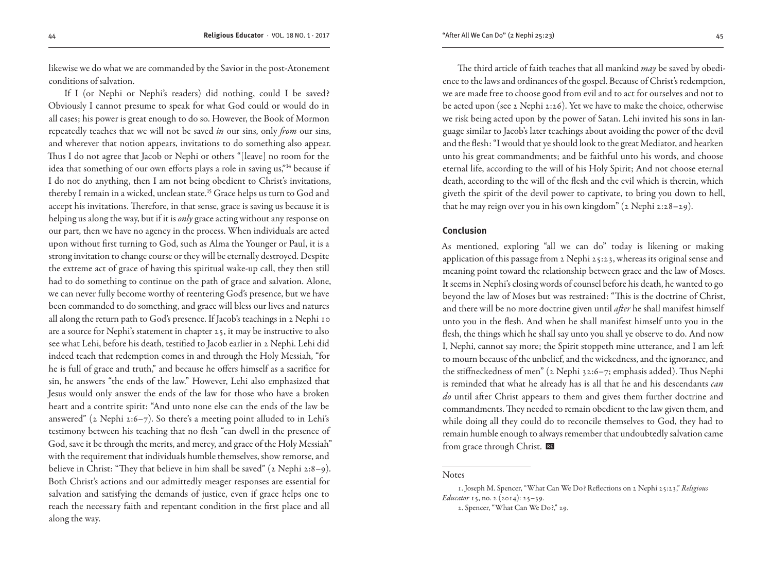likewise we do what we are commanded by the Savior in the post-Atonement conditions of salvation.

If I (or Nephi or Nephi's readers) did nothing, could I be saved? Obviously I cannot presume to speak for what God could or would do in all cases; his power is great enough to do so. However, the Book of Mormon repeatedly teaches that we will not be saved *in* our sins, only *from* our sins, and wherever that notion appears, invitations to do something also appear. Thus I do not agree that Jacob or Nephi or others "[leave] no room for the idea that something of our own efforts plays a role in saving us,"[14] because if I do not do anything, then I am not being obedient to Christ's invitations, thereby I remain in a wicked, unclean state.[15] Grace helps us turn to God and accept his invitations. Therefore, in that sense, grace is saving us because it is helping us along the way, but if it is *only* grace acting without any response on our part, then we have no agency in the process. When individuals are acted upon without first turning to God, such as Alma the Younger or Paul, it is a strong invitation to change course or they will be eternally destroyed. Despite the extreme act of grace of having this spiritual wake-up call, they then still had to do something to continue on the path of grace and salvation. Alone, we can never fully become worthy of reentering God's presence, but we have been commanded to do something, and grace will bless our lives and natures all along the return path to God's presence. If Jacob's teachings in 2 Nephi 10 are a source for Nephi's statement in chapter 25, it may be instructive to also see what Lehi, before his death, testified to Jacob earlier in 2 Nephi. Lehi did indeed teach that redemption comes in and through the Holy Messiah, "for he is full of grace and truth," and because he offers himself as a sacrifice for sin, he answers "the ends of the law." However, Lehi also emphasized that Jesus would only answer the ends of the law for those who have a broken heart and a contrite spirit: "And unto none else can the ends of the law be answered" (2 Nephi 2:6–7). So there's a meeting point alluded to in Lehi's testimony between his teaching that no flesh "can dwell in the presence of God, save it be through the merits, and mercy, and grace of the Holy Messiah" with the requirement that individuals humble themselves, show remorse, and believe in Christ: "They that believe in him shall be saved" (2 Nephi 2:8–9). Both Christ's actions and our admittedly meager responses are essential for salvation and satisfying the demands of justice, even if grace helps one to reach the necessary faith and repentant condition in the first place and all along the way.

The third article of faith teaches that all mankind *may* be saved by obedience to the laws and ordinances of the gospel. Because of Christ's redemption, we are made free to choose good from evil and to act for ourselves and not to be acted upon (see 2 Nephi 2:26). Yet we have to make the choice, otherwise we risk being acted upon by the power of Satan. Lehi invited his sons in language similar to Jacob's later teachings about avoiding the power of the devil and the flesh: "I would that ye should look to the great Mediator, and hearken unto his great commandments; and be faithful unto his words, and choose eternal life, according to the will of his Holy Spirit; And not choose eternal death, according to the will of the flesh and the evil which is therein, which giveth the spirit of the devil power to captivate, to bring you down to hell, that he may reign over you in his own kingdom" (2 Nephi 2:28–29).

## Conclusion

As mentioned, exploring "all we can do" today is likening or making application of this passage from 2 Nephi 25:23, whereas its original sense and meaning point toward the relationship between grace and the law of Moses. It seems in Nephi's closing words of counsel before his death, he wanted to go beyond the law of Moses but was restrained: "This is the doctrine of Christ, and there will be no more doctrine given until *after* he shall manifest himself unto you in the flesh. And when he shall manifest himself unto you in the flesh, the things which he shall say unto you shall ye observe to do. And now I, Nephi, cannot say more; the Spirit stoppeth mine utterance, and I am left to mourn because of the unbelief, and the wickedness, and the ignorance, and the stiffneckedness of men" (2 Nephi 32:6–7; emphasis added). Thus Nephi is reminded that what he already has is all that he and his descendants *can do* until after Christ appears to them and gives them further doctrine and commandments. They needed to remain obedient to the law given them, and while doing all they could do to reconcile themselves to God, they had to remain humble enough to always remember that undoubtedly salvation came from grace through Christ.

Notes

1. Joseph M. Spencer, "What Can We Do? Reflections on 2 Nephi 25:23," *Religious Educator* 15, no. 2 (2014): 25–39.

2. Spencer, "What Can We Do?," 29.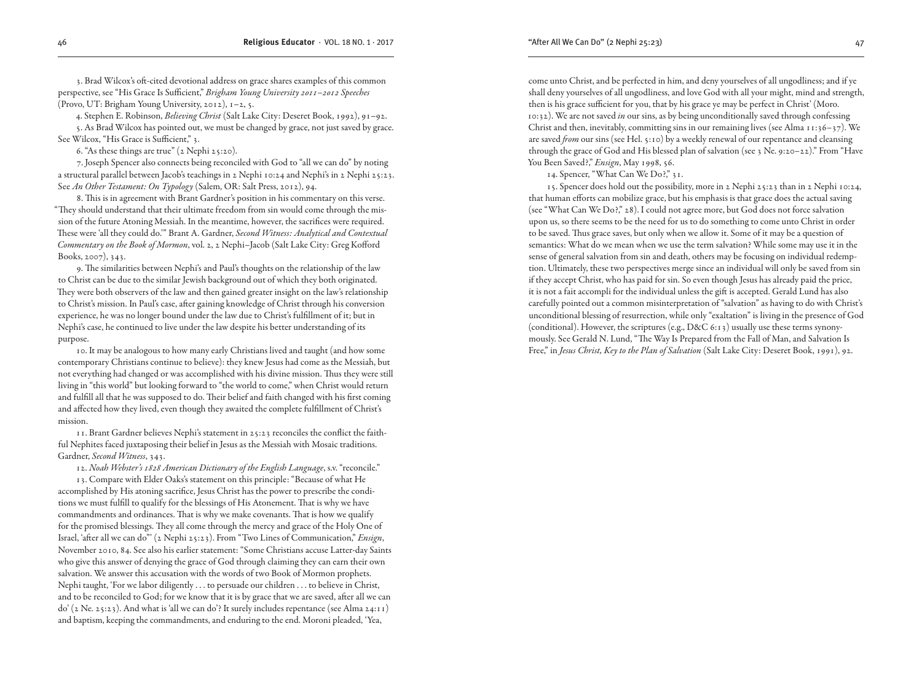3. Brad Wilcox's oft-cited devotional address on grace shares examples of this common perspective, see "His Grace Is Sufficient," *Brigham Young University 2011–2012 Speeches* (Provo, UT: Brigham Young University, 2012), 1–2, 5.

4. Stephen E. Robinson, *Believing Christ* (Salt Lake City: Deseret Book, 1992), 91–92.

5. As Brad Wilcox has pointed out, we must be changed by grace, not just saved by grace. See Wilcox, "His Grace is Sufficient," 3.

6. "As these things are true" (2 Nephi 25:20).

7. Joseph Spencer also connects being reconciled with God to "all we can do" by noting a structural parallel between Jacob's teachings in 2 Nephi 10:24 and Nephi's in 2 Nephi 25:23. See *An Other Testament: On Typology* (Salem, OR: Salt Press, 2012), 94.

8. This is in agreement with Brant Gardner's position in his commentary on this verse. "They should understand that their ultimate freedom from sin would come through the mission of the future Atoning Messiah. In the meantime, however, the sacrifices were required. These were 'all they could do.'" Brant A. Gardner, *Second Witness: Analytical and Contextual Commentary on the Book of Mormon*, vol. 2, 2 Nephi–Jacob (Salt Lake City: Greg Kofford Books, 2007), 343.

9. The similarities between Nephi's and Paul's thoughts on the relationship of the law to Christ can be due to the similar Jewish background out of which they both originated. They were both observers of the law and then gained greater insight on the law's relationship to Christ's mission. In Paul's case, after gaining knowledge of Christ through his conversion experience, he was no longer bound under the law due to Christ's fulfillment of it; but in Nephi's case, he continued to live under the law despite his better understanding of its purpose.

10. It may be analogous to how many early Christians lived and taught (and how some contemporary Christians continue to believe): they knew Jesus had come as the Messiah, but not everything had changed or was accomplished with his divine mission. Thus they were still living in "this world" but looking forward to "the world to come," when Christ would return and fulfill all that he was supposed to do. Their belief and faith changed with his first coming and affected how they lived, even though they awaited the complete fulfillment of Christ's mission.

11. Brant Gardner believes Nephi's statement in 25:23 reconciles the conflict the faithful Nephites faced juxtaposing their belief in Jesus as the Messiah with Mosaic traditions. Gardner, *Second Witness*, 343.

12. *Noah Webster's 1828 American Dictionary of the English Language*, s.v. "reconcile."

13. Compare with Elder Oaks's statement on this principle: "Because of what He accomplished by His atoning sacrifice, Jesus Christ has the power to prescribe the conditions we must fulfill to qualify for the blessings of His Atonement. That is why we have commandments and ordinances. That is why we make covenants. That is how we qualify for the promised blessings. They all come through the mercy and grace of the Holy One of Israel, 'after all we can do'" (2 Nephi 25:23). From "Two Lines of Communication," *Ensign*, November 2010, 84. See also his earlier statement: "Some Christians accuse Latter-day Saints who give this answer of denying the grace of God through claiming they can earn their own salvation. We answer this accusation with the words of two Book of Mormon prophets. Nephi taught, 'For we labor diligently . . . to persuade our children . . . to believe in Christ, and to be reconciled to God; for we know that it is by grace that we are saved, after all we can do' (2 Ne. 25:23). And what is 'all we can do'? It surely includes repentance (see Alma 24:11) and baptism, keeping the commandments, and enduring to the end. Moroni pleaded, 'Yea, come unto Christ, and be perfected in him, and deny yourselves of all ungodliness; and if ye shall deny yourselves of all ungodliness, and love God with all your might, mind and strength, then is his grace sufficient for you, that by his grace ye may be perfect in Christ' (Moro. 10:32). We are not saved *in* our sins, as by being unconditionally saved through confessing Christ and then, inevitably, committing sins in our remaining lives (see Alma 11:36–37). We are saved *from* our sins (see Hel. 5:10) by a weekly renewal of our repentance and cleansing through the grace of God and His blessed plan of salvation (see 3 Ne. 9:20–22)." From "Have You Been Saved?," *Ensign*, May 1998, 56.

14. Spencer, "What Can We Do?," 31.

15. Spencer does hold out the possibility, more in 2 Nephi 25:23 than in 2 Nephi 10:24, that human efforts can mobilize grace, but his emphasis is that grace does the actual saving (see "What Can We Do?," 28). I could not agree more, but God does not force salvation upon us, so there seems to be the need for us to do something to come unto Christ in order to be saved. Thus grace saves, but only when we allow it. Some of it may be a question of semantics: What do we mean when we use the term salvation? While some may use it in the sense of general salvation from sin and death, others may be focusing on individual redemption. Ultimately, these two perspectives merge since an individual will only be saved from sin if they accept Christ, who has paid for sin. So even though Jesus has already paid the price, it is not a fait accompli for the individual unless the gift is accepted. Gerald Lund has also carefully pointed out a common misinterpretation of "salvation" as having to do with Christ's unconditional blessing of resurrection, while only "exaltation" is living in the presence of God (conditional). However, the scriptures (e.g., D&C 6:13) usually use these terms synonymously. See Gerald N. Lund, "The Way Is Prepared from the Fall of Man, and Salvation Is Free," in *Jesus Christ, Key to the Plan of Salvation* (Salt Lake City: Deseret Book, 1991), 92.